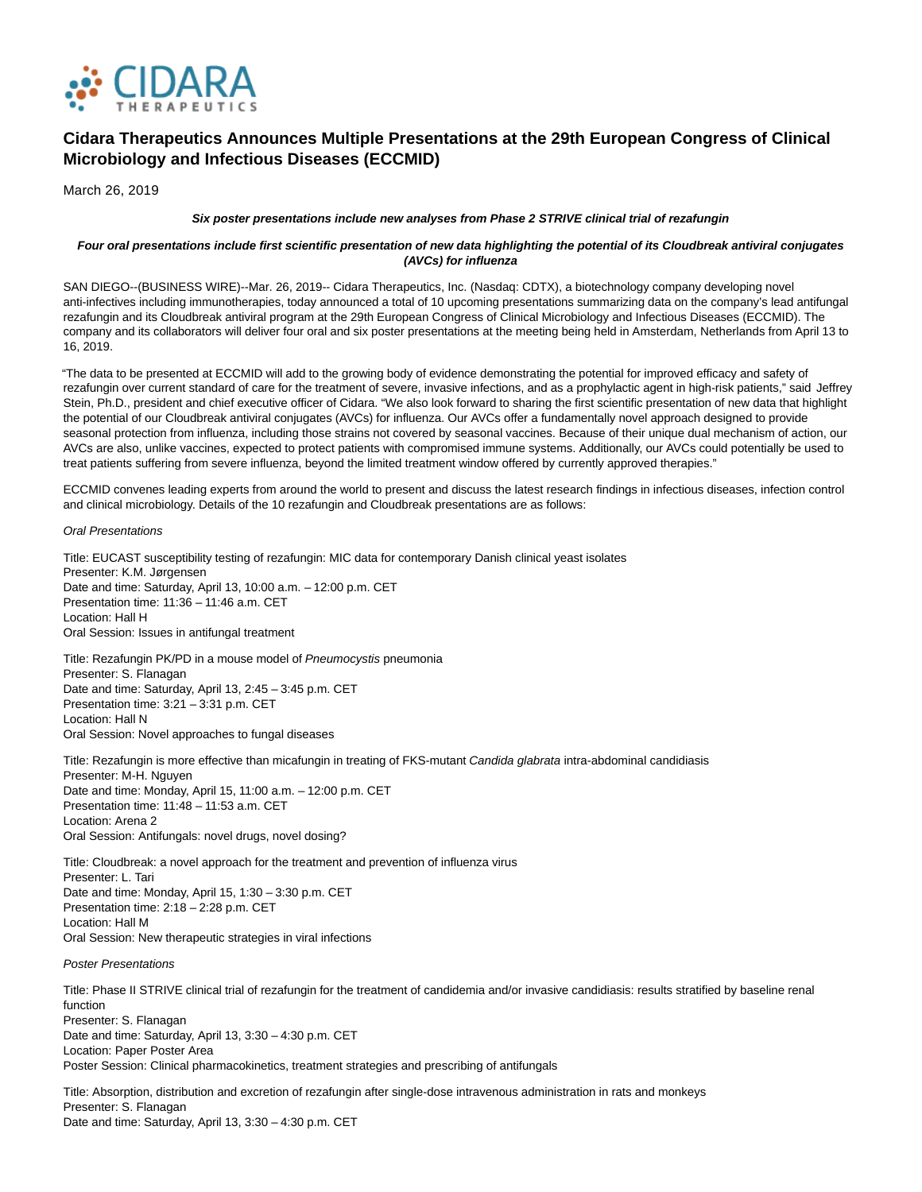CIDARA THERAPEUTICS

# Cidara Therapeutics Announces Multiple Presentations at the 29th European Congress of Clinical Microbiology and Infectious Diseases (ECCMID)

March 26, 2019

***Six poster presentations include new analyses from Phase 2 STRIVE clinical trial of rezafungin***

***Four oral presentations include first scientific presentation of new data highlighting the potential of its Cloudbreak antiviral conjugates (AVCs) for influenza***

SAN DIEGO--(BUSINESS WIRE)--Mar. 26, 2019-- Cidara Therapeutics, Inc. (Nasdaq: CDTX), a biotechnology company developing novel anti-infectives including immunotherapies, today announced a total of 10 upcoming presentations summarizing data on the company's lead antifungal rezafungin and its Cloudbreak antiviral program at the 29th European Congress of Clinical Microbiology and Infectious Diseases (ECCMID). The company and its collaborators will deliver four oral and six poster presentations at the meeting being held in Amsterdam, Netherlands from April 13 to 16, 2019.

"The data to be presented at ECCMID will add to the growing body of evidence demonstrating the potential for improved efficacy and safety of rezafungin over current standard of care for the treatment of severe, invasive infections, and as a prophylactic agent in high-risk patients," said Jeffrey Stein, Ph.D., president and chief executive officer of Cidara. "We also look forward to sharing the first scientific presentation of new data that highlight the potential of our Cloudbreak antiviral conjugates (AVCs) for influenza. Our AVCs offer a fundamentally novel approach designed to provide seasonal protection from influenza, including those strains not covered by seasonal vaccines. Because of their unique dual mechanism of action, our AVCs are also, unlike vaccines, expected to protect patients with compromised immune systems. Additionally, our AVCs could potentially be used to treat patients suffering from severe influenza, beyond the limited treatment window offered by currently approved therapies."

ECCMID convenes leading experts from around the world to present and discuss the latest research findings in infectious diseases, infection control and clinical microbiology. Details of the 10 rezafungin and Cloudbreak presentations are as follows:

*Oral Presentations*

Title: EUCAST susceptibility testing of rezafungin: MIC data for contemporary Danish clinical yeast isolates
Presenter: K.M. Jørgensen
Date and time: Saturday, April 13, 10:00 a.m. – 12:00 p.m. CET
Presentation time: 11:36 – 11:46 a.m. CET
Location: Hall H
Oral Session: Issues in antifungal treatment

Title: Rezafungin PK/PD in a mouse model of *Pneumocystis* pneumonia
Presenter: S. Flanagan
Date and time: Saturday, April 13, 2:45 – 3:45 p.m. CET
Presentation time: 3:21 – 3:31 p.m. CET
Location: Hall N
Oral Session: Novel approaches to fungal diseases

Title: Rezafungin is more effective than micafungin in treating of FKS-mutant *Candida glabrata* intra-abdominal candidiasis
Presenter: M-H. Nguyen
Date and time: Monday, April 15, 11:00 a.m. – 12:00 p.m. CET
Presentation time: 11:48 – 11:53 a.m. CET
Location: Arena 2
Oral Session: Antifungals: novel drugs, novel dosing?

Title: Cloudbreak: a novel approach for the treatment and prevention of influenza virus
Presenter: L. Tari
Date and time: Monday, April 15, 1:30 – 3:30 p.m. CET
Presentation time: 2:18 – 2:28 p.m. CET
Location: Hall M
Oral Session: New therapeutic strategies in viral infections

*Poster Presentations*

Title: Phase II STRIVE clinical trial of rezafungin for the treatment of candidemia and/or invasive candidiasis: results stratified by baseline renal function
Presenter: S. Flanagan
Date and time: Saturday, April 13, 3:30 – 4:30 p.m. CET
Location: Paper Poster Area
Poster Session: Clinical pharmacokinetics, treatment strategies and prescribing of antifungals

Title: Absorption, distribution and excretion of rezafungin after single-dose intravenous administration in rats and monkeys
Presenter: S. Flanagan
Date and time: Saturday, April 13, 3:30 – 4:30 p.m. CET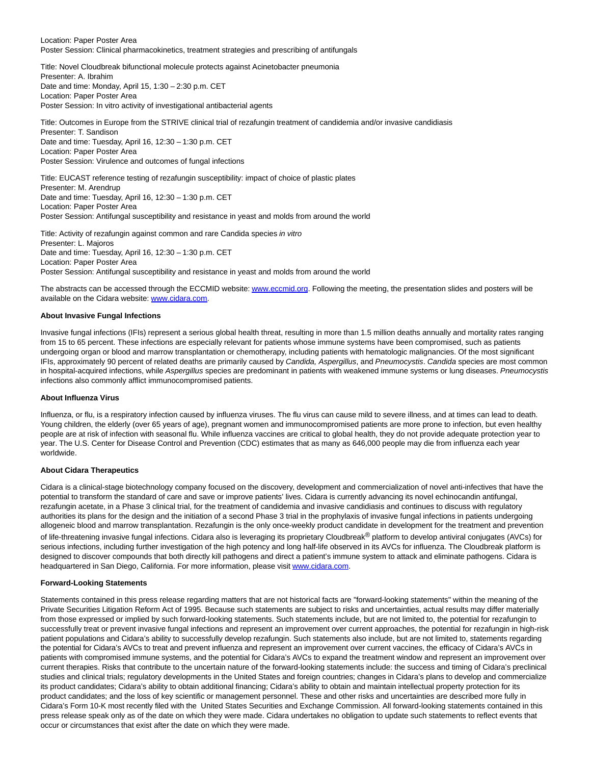Location: Paper Poster Area
Poster Session: Clinical pharmacokinetics, treatment strategies and prescribing of antifungals

Title: Novel Cloudbreak bifunctional molecule protects against Acinetobacter pneumonia
Presenter: A. Ibrahim
Date and time: Monday, April 15, 1:30 – 2:30 p.m. CET
Location: Paper Poster Area
Poster Session: In vitro activity of investigational antibacterial agents

Title: Outcomes in Europe from the STRIVE clinical trial of rezafungin treatment of candidemia and/or invasive candidiasis
Presenter: T. Sandison
Date and time: Tuesday, April 16, 12:30 – 1:30 p.m. CET
Location: Paper Poster Area
Poster Session: Virulence and outcomes of fungal infections

Title: EUCAST reference testing of rezafungin susceptibility: impact of choice of plastic plates
Presenter: M. Arendrup
Date and time: Tuesday, April 16, 12:30 – 1:30 p.m. CET
Location: Paper Poster Area
Poster Session: Antifungal susceptibility and resistance in yeast and molds from around the world

Title: Activity of rezafungin against common and rare Candida species *in vitro*
Presenter: L. Majoros
Date and time: Tuesday, April 16, 12:30 – 1:30 p.m. CET
Location: Paper Poster Area
Poster Session: Antifungal susceptibility and resistance in yeast and molds from around the world

The abstracts can be accessed through the ECCMID website: www.eccmid.org. Following the meeting, the presentation slides and posters will be available on the Cidara website: www.cidara.com.

**About Invasive Fungal Infections**

Invasive fungal infections (IFIs) represent a serious global health threat, resulting in more than 1.5 million deaths annually and mortality rates ranging from 15 to 65 percent. These infections are especially relevant for patients whose immune systems have been compromised, such as patients undergoing organ or blood and marrow transplantation or chemotherapy, including patients with hematologic malignancies. Of the most significant IFIs, approximately 90 percent of related deaths are primarily caused by *Candida, Aspergillus*, and *Pneumocystis*. *Candida* species are most common in hospital-acquired infections, while *Aspergillus* species are predominant in patients with weakened immune systems or lung diseases. *Pneumocystis* infections also commonly afflict immunocompromised patients.

**About Influenza Virus**

Influenza, or flu, is a respiratory infection caused by influenza viruses. The flu virus can cause mild to severe illness, and at times can lead to death. Young children, the elderly (over 65 years of age), pregnant women and immunocompromised patients are more prone to infection, but even healthy people are at risk of infection with seasonal flu. While influenza vaccines are critical to global health, they do not provide adequate protection year to year. The U.S. Center for Disease Control and Prevention (CDC) estimates that as many as 646,000 people may die from influenza each year worldwide.

**About Cidara Therapeutics**

Cidara is a clinical-stage biotechnology company focused on the discovery, development and commercialization of novel anti-infectives that have the potential to transform the standard of care and save or improve patients' lives. Cidara is currently advancing its novel echinocandin antifungal, rezafungin acetate, in a Phase 3 clinical trial, for the treatment of candidemia and invasive candidiasis and continues to discuss with regulatory authorities its plans for the design and the initiation of a second Phase 3 trial in the prophylaxis of invasive fungal infections in patients undergoing allogeneic blood and marrow transplantation. Rezafungin is the only once-weekly product candidate in development for the treatment and prevention of life-threatening invasive fungal infections. Cidara also is leveraging its proprietary Cloudbreak® platform to develop antiviral conjugates (AVCs) for serious infections, including further investigation of the high potency and long half-life observed in its AVCs for influenza. The Cloudbreak platform is designed to discover compounds that both directly kill pathogens and direct a patient's immune system to attack and eliminate pathogens. Cidara is headquartered in San Diego, California. For more information, please visit www.cidara.com.

**Forward-Looking Statements**

Statements contained in this press release regarding matters that are not historical facts are "forward-looking statements" within the meaning of the Private Securities Litigation Reform Act of 1995. Because such statements are subject to risks and uncertainties, actual results may differ materially from those expressed or implied by such forward-looking statements. Such statements include, but are not limited to, the potential for rezafungin to successfully treat or prevent invasive fungal infections and represent an improvement over current approaches, the potential for rezafungin in high-risk patient populations and Cidara's ability to successfully develop rezafungin. Such statements also include, but are not limited to, statements regarding the potential for Cidara's AVCs to treat and prevent influenza and represent an improvement over current vaccines, the efficacy of Cidara's AVCs in patients with compromised immune systems, and the potential for Cidara's AVCs to expand the treatment window and represent an improvement over current therapies. Risks that contribute to the uncertain nature of the forward-looking statements include: the success and timing of Cidara's preclinical studies and clinical trials; regulatory developments in the United States and foreign countries; changes in Cidara's plans to develop and commercialize its product candidates; Cidara's ability to obtain additional financing; Cidara's ability to obtain and maintain intellectual property protection for its product candidates; and the loss of key scientific or management personnel. These and other risks and uncertainties are described more fully in Cidara's Form 10-K most recently filed with the United States Securities and Exchange Commission. All forward-looking statements contained in this press release speak only as of the date on which they were made. Cidara undertakes no obligation to update such statements to reflect events that occur or circumstances that exist after the date on which they were made.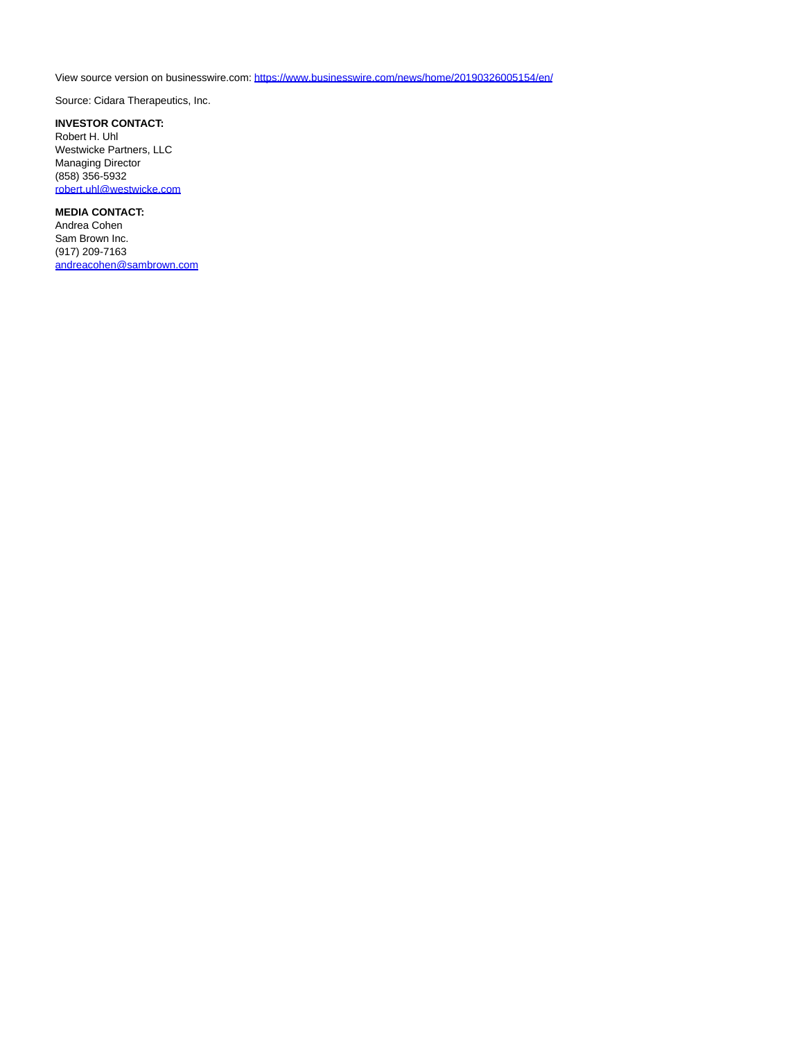View source version on businesswire.com: https://www.businesswire.com/news/home/20190326005154/en/

Source: Cidara Therapeutics, Inc.

**INVESTOR CONTACT:**
Robert H. Uhl
Westwicke Partners, LLC
Managing Director
(858) 356-5932
robert.uhl@westwicke.com

**MEDIA CONTACT:**
Andrea Cohen
Sam Brown Inc.
(917) 209-7163
andreacohen@sambrown.com